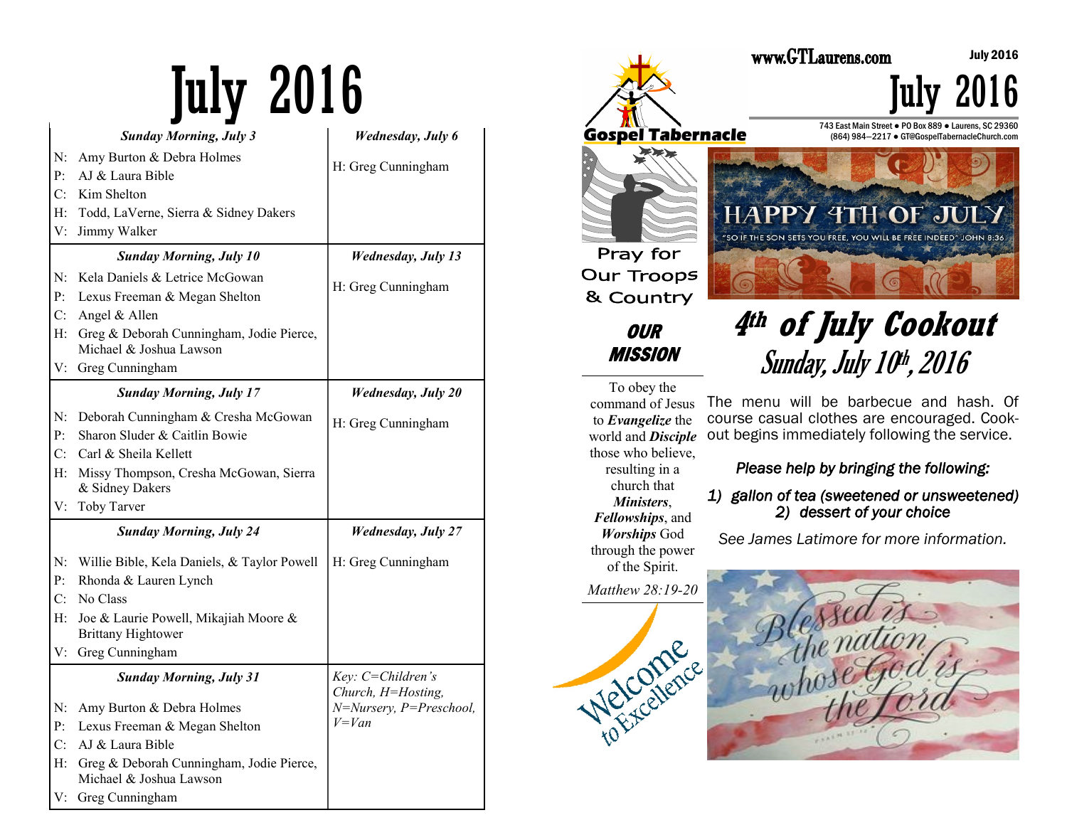# July 2016

| Sunday Morning, July 3 | Wednesday, July 6 |
|---|---|
| N: Amy Burton & Debra Holmes<br>P: AJ & Laura Bible<br>C: Kim Shelton<br>H: Todd, LaVerne, Sierra & Sidney Dakers<br>V: Jimmy Walker | H: Greg Cunningham |
| ***Sunday Morning, July 10*** | ***Wednesday, July 13*** |
| N: Kela Daniels & Letrice McGowan<br>P: Lexus Freeman & Megan Shelton<br>C: Angel & Allen<br>H: Greg & Deborah Cunningham, Jodie Pierce, Michael & Joshua Lawson<br>V: Greg Cunningham | H: Greg Cunningham |
| ***Sunday Morning, July 17*** | ***Wednesday, July 20*** |
| N: Deborah Cunningham & Cresha McGowan<br>P: Sharon Sluder & Caitlin Bowie<br>C: Carl & Sheila Kellett<br>H: Missy Thompson, Cresha McGowan, Sierra & Sidney Dakers<br>V: Toby Tarver | H: Greg Cunningham |
| ***Sunday Morning, July 24*** | ***Wednesday, July 27*** |
| N: Willie Bible, Kela Daniels, & Taylor Powell<br>P: Rhonda & Lauren Lynch<br>C: No Class<br>H: Joe & Laurie Powell, Mikajiah Moore & Brittany Hightower<br>V: Greg Cunningham | H: Greg Cunningham |
| ***Sunday Morning, July 31*** | *Key: C=Children's Church, H=Hosting, N=Nursery, P=Preschool, V=Van* |
| N: Amy Burton & Debra Holmes<br>P: Lexus Freeman & Megan Shelton<br>C: AJ & Laura Bible<br>H: Greg & Deborah Cunningham, Jodie Pierce, Michael & Joshua Lawson<br>V: Greg Cunningham | |

www.GTLaurens.com

July 2016

# July 2016

**Gospel Tabernacle**

743 East Main Street ● PO Box 889 ● Laurens, SC 29360
(864) 984—2217 ● GT@GospelTabernacleChurch.com

Pray for Our Troops & Country

HAPPY 4TH OF JULY
"SO IF THE SON SETS YOU FREE, YOU WILL BE FREE INDEED" JOHN 8:36

## *OUR MISSION*

To obey the command of Jesus to ***Evangelize*** the world and ***Disciple*** those who believe, resulting in a church that ***Ministers***, ***Fellowships***, and ***Worships*** God through the power of the Spirit.

*Matthew 28:19-20*

Welcome to Excellence

## *4th of July Cookout*
### *Sunday, July 10th, 2016*

The menu will be barbecue and hash. Of course casual clothes are encouraged. Cookout begins immediately following the service.

*Please help by bringing the following:*

1) *gallon of tea (sweetened or unsweetened)*
2) *dessert of your choice*

*See James Latimore for more information.*

Blessed is the nation whose God is the Lord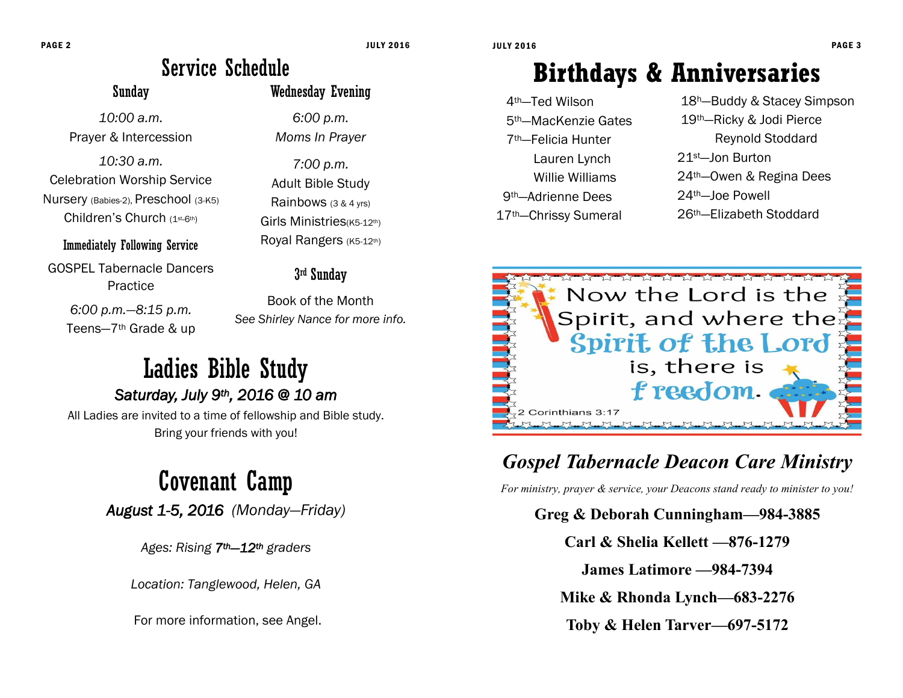# Service Schedule

## Sunday

*10:00 a.m.*

Prayer & Intercession

*10:30 a.m.*

Celebration Worship Service

Nursery (Babies-2), Preschool (3-K5)

Children's Church (1st-6th)

### Immediately Following Service

GOSPEL Tabernacle Dancers Practice

*6:00 p.m.—8:15 p.m.*

Teens—7th Grade & up

## Wednesday Evening

*6:00 p.m.*

*Moms In Prayer*

*7:00 p.m.*

Adult Bible Study

Rainbows (3 & 4 yrs)

Girls Ministries(K5-12th)

Royal Rangers (K5-12th)

## 3rd Sunday

Book of the Month

*See Shirley Nance for more info.*

# Ladies Bible Study

***Saturday, July 9th, 2016 @ 10 am***

All Ladies are invited to a time of fellowship and Bible study.
Bring your friends with you!

# Covenant Camp

***August 1-5, 2016*** *(Monday—Friday)*

*Ages: Rising 7th—12th graders*

*Location: Tanglewood, Helen, GA*

For more information, see Angel.

# Birthdays & Anniversaries

4th—Ted Wilson
5th—MacKenzie Gates
7th—Felicia Hunter
Lauren Lynch
Willie Williams
9th—Adrienne Dees
17th—Chrissy Sumeral
18th—Buddy & Stacey Simpson
19th—Ricky & Jodi Pierce
Reynold Stoddard
21st—Jon Burton
24th—Owen & Regina Dees
24th—Joe Powell
26th—Elizabeth Stoddard

Now the Lord is the Spirit, and where the Spirit of the Lord is, there is freedom.
2 Corinthians 3:17

## *Gospel Tabernacle Deacon Care Ministry*

*For ministry, prayer & service, your Deacons stand ready to minister to you!*

**Greg & Deborah Cunningham—984-3885**

**Carl & Shelia Kellett —876-1279**

**James Latimore —984-7394**

**Mike & Rhonda Lynch—683-2276**

**Toby & Helen Tarver—697-5172**